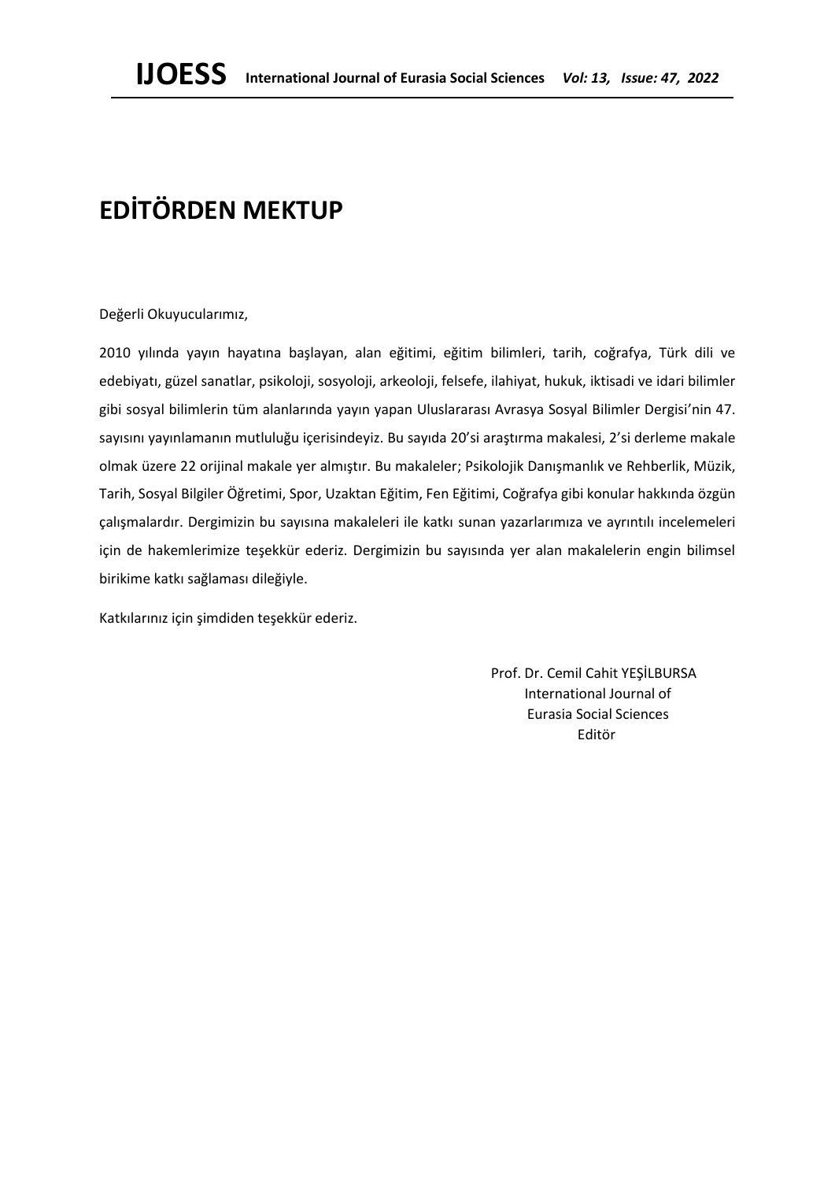# EDİTÖRDEN MEKTUP

Değerli Okuyucularımız,

2010 yılında yayın hayatına başlayan, alan eğitimi, eğitim bilimleri, tarih, coğrafya, Türk dili ve edebiyatı, güzel sanatlar, psikoloji, sosyoloji, arkeoloji, felsefe, ilahiyat, hukuk, iktisadi ve idari bilimler gibi sosyal bilimlerin tüm alanlarında yayın yapan Uluslararası Avrasya Sosyal Bilimler Dergisi'nin 47. sayısını yayınlamanın mutluluğu içerisindeyiz. Bu sayıda 20'si araştırma makalesi, 2'si derleme makale olmak üzere 22 orijinal makale yer almıştır. Bu makaleler; Psikolojik Danışmanlık ve Rehberlik, Müzik, Tarih, Sosyal Bilgiler Öğretimi, Spor, Uzaktan Eğitim, Fen Eğitimi, Coğrafya gibi konular hakkında özgün çalışmalardır. Dergimizin bu sayısına makaleleri ile katkı sunan yazarlarımıza ve ayrıntılı incelemeleri için de hakemlerimize teşekkür ederiz. Dergimizin bu sayısında yer alan makalelerin engin bilimsel birikime katkı sağlaması dileğiyle.

Katkılarınız için şimdiden teşekkür ederiz.

Prof. Dr. Cemil Cahit YEŞİLBURSA
International Journal of
Eurasia Social Sciences
Editör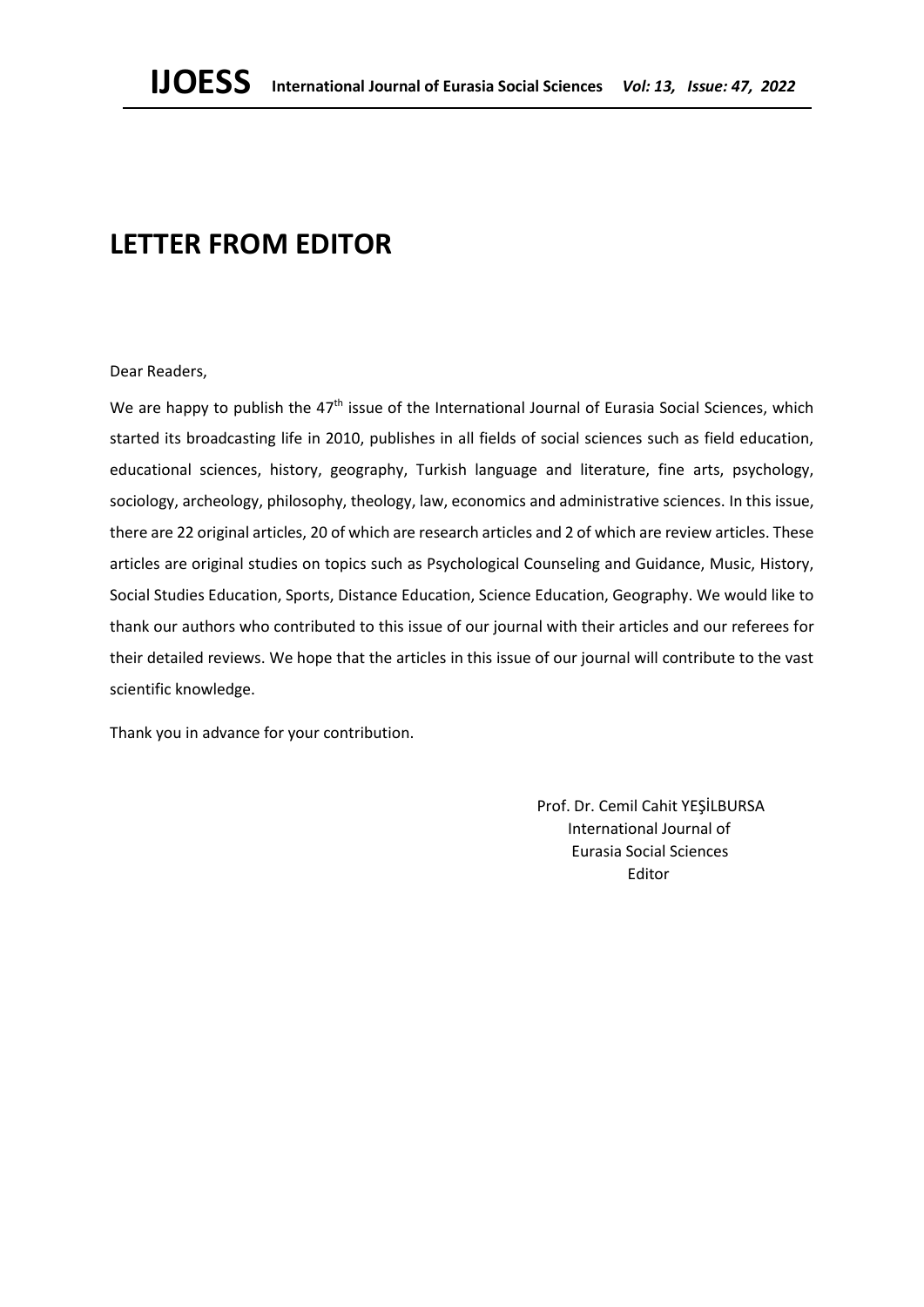# LETTER FROM EDITOR

Dear Readers,

We are happy to publish the 47th issue of the International Journal of Eurasia Social Sciences, which started its broadcasting life in 2010, publishes in all fields of social sciences such as field education, educational sciences, history, geography, Turkish language and literature, fine arts, psychology, sociology, archeology, philosophy, theology, law, economics and administrative sciences. In this issue, there are 22 original articles, 20 of which are research articles and 2 of which are review articles. These articles are original studies on topics such as Psychological Counseling and Guidance, Music, History, Social Studies Education, Sports, Distance Education, Science Education, Geography. We would like to thank our authors who contributed to this issue of our journal with their articles and our referees for their detailed reviews. We hope that the articles in this issue of our journal will contribute to the vast scientific knowledge.

Thank you in advance for your contribution.

Prof. Dr. Cemil Cahit YEŞİLBURSA
International Journal of
Eurasia Social Sciences
Editor